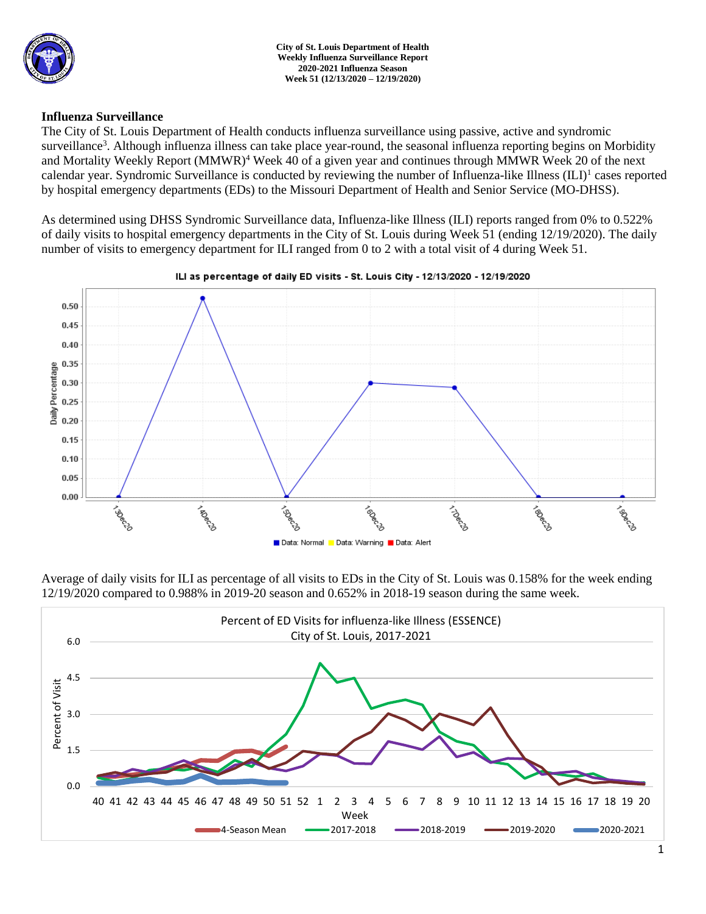**City of St. Louis Department of Health**
**Weekly Influenza Surveillance Report**
**2020-2021 Influenza Season**
**Week 51 (12/13/2020 – 12/19/2020)**

## Influenza Surveillance

The City of St. Louis Department of Health conducts influenza surveillance using passive, active and syndromic surveillance[3]. Although influenza illness can take place year-round, the seasonal influenza reporting begins on Morbidity and Mortality Weekly Report (MMWR)[4] Week 40 of a given year and continues through MMWR Week 20 of the next calendar year. Syndromic Surveillance is conducted by reviewing the number of Influenza-like Illness (ILI)[1] cases reported by hospital emergency departments (EDs) to the Missouri Department of Health and Senior Service (MO-DHSS).

As determined using DHSS Syndromic Surveillance data, Influenza-like Illness (ILI) reports ranged from 0% to 0.522% of daily visits to hospital emergency departments in the City of St. Louis during Week 51 (ending 12/19/2020). The daily number of visits to emergency department for ILI ranged from 0 to 2 with a total visit of 4 during Week 51.

ILI as percentage of daily ED visits - St. Louis City - 12/13/2020 - 12/19/2020

Data: Normal | Data: Warning | Data: Alert

Average of daily visits for ILI as percentage of all visits to EDs in the City of St. Louis was 0.158% for the week ending 12/19/2020 compared to 0.988% in 2019-20 season and 0.652% in 2018-19 season during the same week.

Percent of ED Visits for influenza-like Illness (ESSENCE)
City of St. Louis, 2017-2021

4-Season Mean | 2017-2018 | 2018-2019 | 2019-2020 | 2020-2021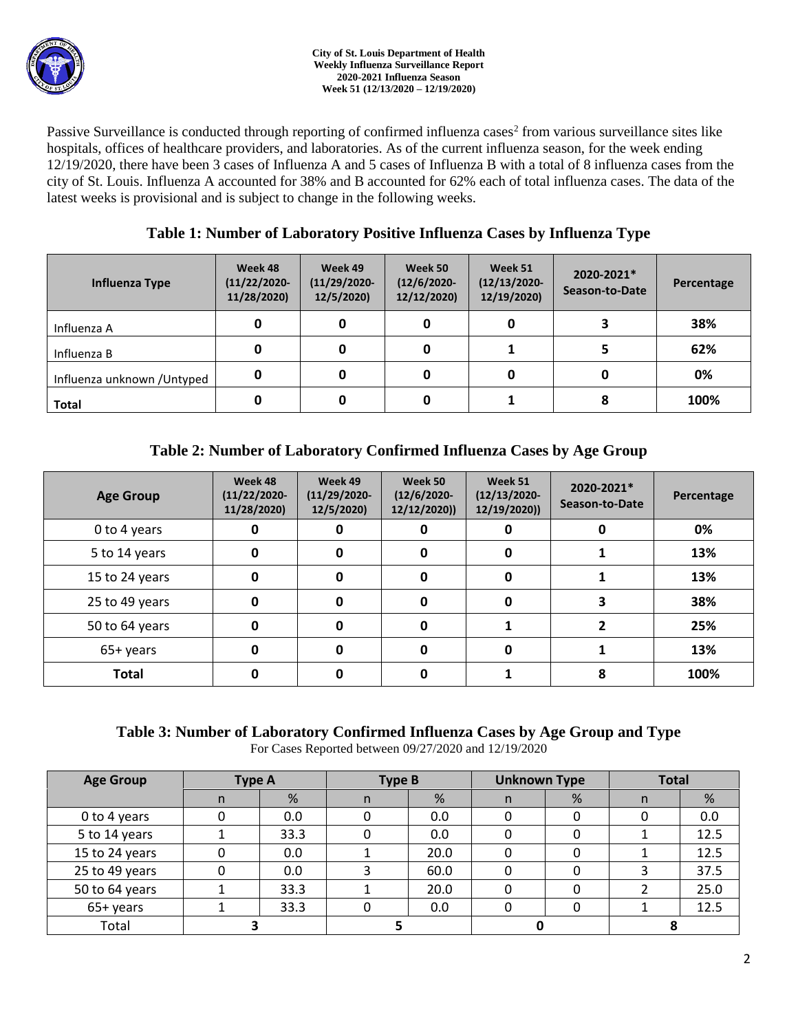**City of St. Louis Department of Health**
**Weekly Influenza Surveillance Report**
**2020-2021 Influenza Season**
**Week 51 (12/13/2020 – 12/19/2020)**

Passive Surveillance is conducted through reporting of confirmed influenza cases[2] from various surveillance sites like hospitals, offices of healthcare providers, and laboratories. As of the current influenza season, for the week ending 12/19/2020, there have been 3 cases of Influenza A and 5 cases of Influenza B with a total of 8 influenza cases from the city of St. Louis. Influenza A accounted for 38% and B accounted for 62% each of total influenza cases. The data of the latest weeks is provisional and is subject to change in the following weeks.

## Table 1: Number of Laboratory Positive Influenza Cases by Influenza Type

| Influenza Type | Week 48 (11/22/2020-11/28/2020) | Week 49 (11/29/2020-12/5/2020) | Week 50 (12/6/2020-12/12/2020) | Week 51 (12/13/2020-12/19/2020) | 2020-2021* Season-to-Date | Percentage |
|---|---|---|---|---|---|---|
| Influenza A | 0 | 0 | 0 | 0 | 3 | 38% |
| Influenza B | 0 | 0 | 0 | 1 | 5 | 62% |
| Influenza unknown /Untyped | 0 | 0 | 0 | 0 | 0 | 0% |
| **Total** | 0 | 0 | 0 | 1 | 8 | 100% |

## Table 2: Number of Laboratory Confirmed Influenza Cases by Age Group

| Age Group | Week 48 (11/22/2020-11/28/2020) | Week 49 (11/29/2020-12/5/2020) | Week 50 (12/6/2020-12/12/2020)) | Week 51 (12/13/2020-12/19/2020)) | 2020-2021* Season-to-Date | Percentage |
|---|---|---|---|---|---|---|
| 0 to 4 years | 0 | 0 | 0 | 0 | 0 | 0% |
| 5 to 14 years | 0 | 0 | 0 | 0 | 1 | 13% |
| 15 to 24 years | 0 | 0 | 0 | 0 | 1 | 13% |
| 25 to 49 years | 0 | 0 | 0 | 0 | 3 | 38% |
| 50 to 64 years | 0 | 0 | 0 | 1 | 2 | 25% |
| 65+ years | 0 | 0 | 0 | 0 | 1 | 13% |
| **Total** | 0 | 0 | 0 | 1 | 8 | 100% |

## Table 3: Number of Laboratory Confirmed Influenza Cases by Age Group and Type

For Cases Reported between 09/27/2020 and 12/19/2020

| Age Group | Type A | | Type B | | Unknown Type | | Total | |
|---|---|---|---|---|---|---|---|---|
| | n | % | n | % | n | % | n | % |
| 0 to 4 years | 0 | 0.0 | 0 | 0.0 | 0 | 0 | 0 | 0.0 |
| 5 to 14 years | 1 | 33.3 | 0 | 0.0 | 0 | 0 | 1 | 12.5 |
| 15 to 24 years | 0 | 0.0 | 1 | 20.0 | 0 | 0 | 1 | 12.5 |
| 25 to 49 years | 0 | 0.0 | 3 | 60.0 | 0 | 0 | 3 | 37.5 |
| 50 to 64 years | 1 | 33.3 | 1 | 20.0 | 0 | 0 | 2 | 25.0 |
| 65+ years | 1 | 33.3 | 0 | 0.0 | 0 | 0 | 1 | 12.5 |
| Total | 3 | | 5 | | 0 | | 8 | |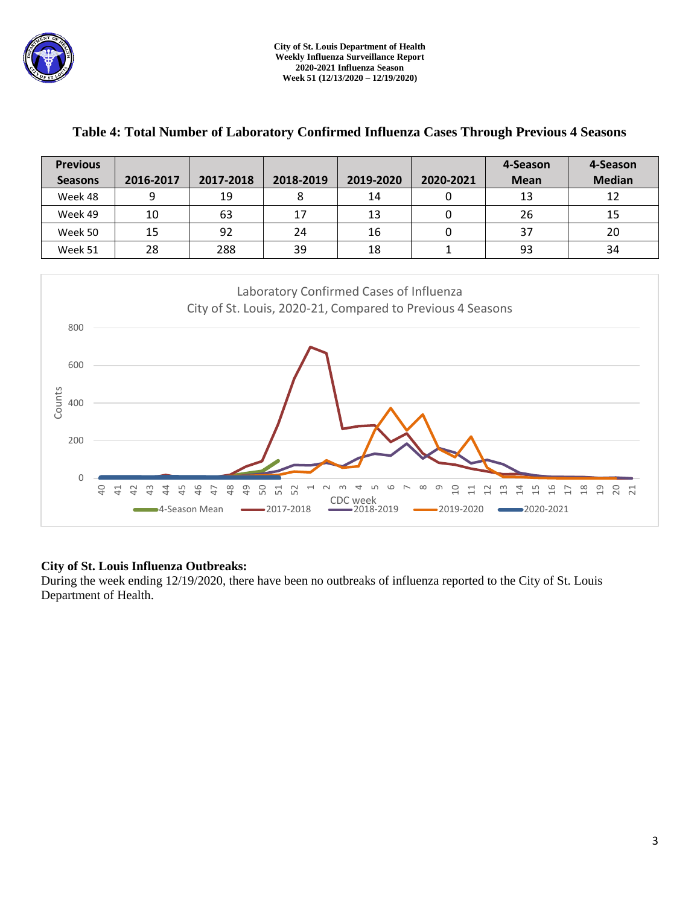## Table 4: Total Number of Laboratory Confirmed Influenza Cases Through Previous 4 Seasons

| Previous Seasons | 2016-2017 | 2017-2018 | 2018-2019 | 2019-2020 | 2020-2021 | 4-Season Mean | 4-Season Median |
|---|---|---|---|---|---|---|---|
| Week 48 | 9 | 19 | 8 | 14 | 0 | 13 | 12 |
| Week 49 | 10 | 63 | 17 | 13 | 0 | 26 | 15 |
| Week 50 | 15 | 92 | 24 | 16 | 0 | 37 | 20 |
| Week 51 | 28 | 288 | 39 | 18 | 1 | 93 | 34 |

Laboratory Confirmed Cases of Influenza
City of St. Louis, 2020-21, Compared to Previous 4 Seasons

### City of St. Louis Influenza Outbreaks:

During the week ending 12/19/2020, there have been no outbreaks of influenza reported to the City of St. Louis Department of Health.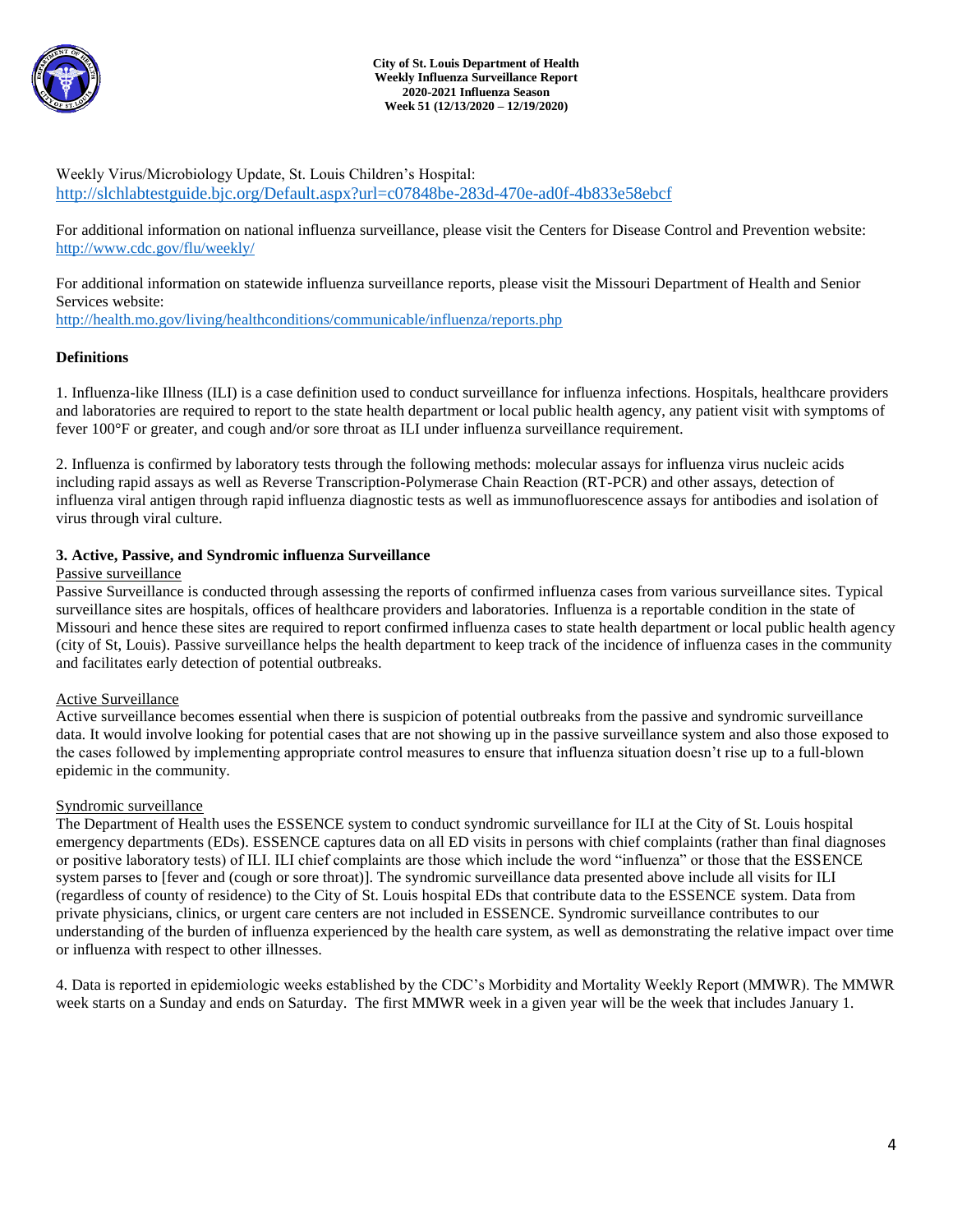Weekly Virus/Microbiology Update, St. Louis Children's Hospital:
http://slchlabtestguide.bjc.org/Default.aspx?url=c07848be-283d-470e-ad0f-4b833e58ebcf

For additional information on national influenza surveillance, please visit the Centers for Disease Control and Prevention website: http://www.cdc.gov/flu/weekly/

For additional information on statewide influenza surveillance reports, please visit the Missouri Department of Health and Senior Services website:
http://health.mo.gov/living/healthconditions/communicable/influenza/reports.php

**Definitions**

1. Influenza-like Illness (ILI) is a case definition used to conduct surveillance for influenza infections. Hospitals, healthcare providers and laboratories are required to report to the state health department or local public health agency, any patient visit with symptoms of fever 100°F or greater, and cough and/or sore throat as ILI under influenza surveillance requirement.

2. Influenza is confirmed by laboratory tests through the following methods: molecular assays for influenza virus nucleic acids including rapid assays as well as Reverse Transcription-Polymerase Chain Reaction (RT-PCR) and other assays, detection of influenza viral antigen through rapid influenza diagnostic tests as well as immunofluorescence assays for antibodies and isolation of virus through viral culture.

**3. Active, Passive, and Syndromic influenza Surveillance**

Passive surveillance

Passive Surveillance is conducted through assessing the reports of confirmed influenza cases from various surveillance sites. Typical surveillance sites are hospitals, offices of healthcare providers and laboratories. Influenza is a reportable condition in the state of Missouri and hence these sites are required to report confirmed influenza cases to state health department or local public health agency (city of St, Louis). Passive surveillance helps the health department to keep track of the incidence of influenza cases in the community and facilitates early detection of potential outbreaks.

Active Surveillance

Active surveillance becomes essential when there is suspicion of potential outbreaks from the passive and syndromic surveillance data. It would involve looking for potential cases that are not showing up in the passive surveillance system and also those exposed to the cases followed by implementing appropriate control measures to ensure that influenza situation doesn't rise up to a full-blown epidemic in the community.

Syndromic surveillance

The Department of Health uses the ESSENCE system to conduct syndromic surveillance for ILI at the City of St. Louis hospital emergency departments (EDs). ESSENCE captures data on all ED visits in persons with chief complaints (rather than final diagnoses or positive laboratory tests) of ILI. ILI chief complaints are those which include the word "influenza" or those that the ESSENCE system parses to [fever and (cough or sore throat)]. The syndromic surveillance data presented above include all visits for ILI (regardless of county of residence) to the City of St. Louis hospital EDs that contribute data to the ESSENCE system. Data from private physicians, clinics, or urgent care centers are not included in ESSENCE. Syndromic surveillance contributes to our understanding of the burden of influenza experienced by the health care system, as well as demonstrating the relative impact over time or influenza with respect to other illnesses.

4. Data is reported in epidemiologic weeks established by the CDC's Morbidity and Mortality Weekly Report (MMWR). The MMWR week starts on a Sunday and ends on Saturday. The first MMWR week in a given year will be the week that includes January 1.